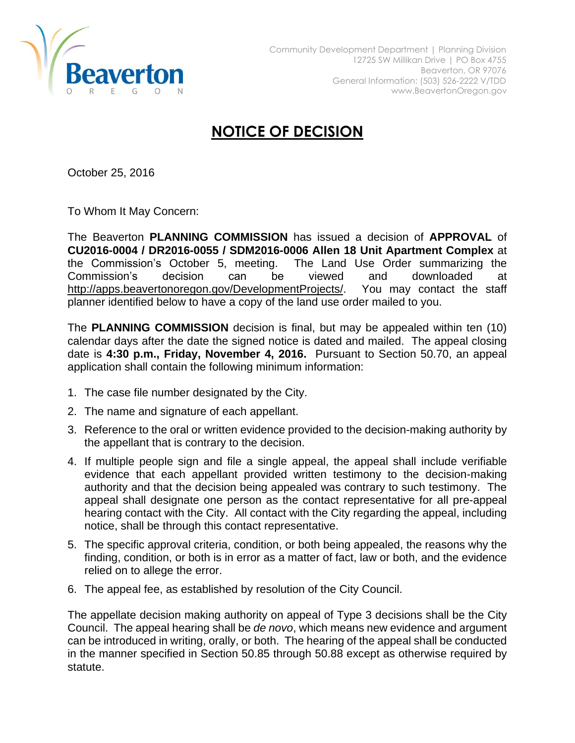Beaverton
OREGON

Community Development Department | Planning Division
12725 SW Millikan Drive | PO Box 4755
Beaverton, OR 97076
General Information: (503) 526-2222 V/TDD
www.BeavertonOregon.gov

# NOTICE OF DECISION

October 25, 2016

To Whom It May Concern:

The Beaverton **PLANNING COMMISSION** has issued a decision of **APPROVAL** of **CU2016-0004 / DR2016-0055 / SDM2016-0006 Allen 18 Unit Apartment Complex** at the Commission's October 5, meeting. The Land Use Order summarizing the Commission's decision can be viewed and downloaded at http://apps.beavertonoregon.gov/DevelopmentProjects/. You may contact the staff planner identified below to have a copy of the land use order mailed to you.

The **PLANNING COMMISSION** decision is final, but may be appealed within ten (10) calendar days after the date the signed notice is dated and mailed. The appeal closing date is **4:30 p.m., Friday, November 4, 2016.** Pursuant to Section 50.70, an appeal application shall contain the following minimum information:

1. The case file number designated by the City.
2. The name and signature of each appellant.
3. Reference to the oral or written evidence provided to the decision-making authority by the appellant that is contrary to the decision.
4. If multiple people sign and file a single appeal, the appeal shall include verifiable evidence that each appellant provided written testimony to the decision-making authority and that the decision being appealed was contrary to such testimony. The appeal shall designate one person as the contact representative for all pre-appeal hearing contact with the City. All contact with the City regarding the appeal, including notice, shall be through this contact representative.
5. The specific approval criteria, condition, or both being appealed, the reasons why the finding, condition, or both is in error as a matter of fact, law or both, and the evidence relied on to allege the error.
6. The appeal fee, as established by resolution of the City Council.

The appellate decision making authority on appeal of Type 3 decisions shall be the City Council. The appeal hearing shall be *de novo*, which means new evidence and argument can be introduced in writing, orally, or both. The hearing of the appeal shall be conducted in the manner specified in Section 50.85 through 50.88 except as otherwise required by statute.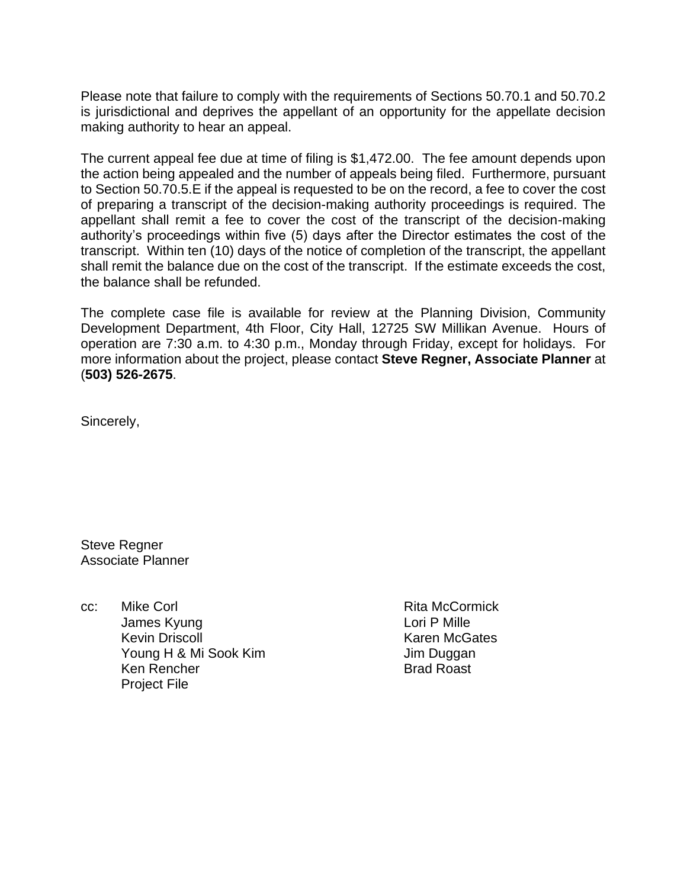Please note that failure to comply with the requirements of Sections 50.70.1 and 50.70.2 is jurisdictional and deprives the appellant of an opportunity for the appellate decision making authority to hear an appeal.

The current appeal fee due at time of filing is $1,472.00. The fee amount depends upon the action being appealed and the number of appeals being filed. Furthermore, pursuant to Section 50.70.5.E if the appeal is requested to be on the record, a fee to cover the cost of preparing a transcript of the decision-making authority proceedings is required. The appellant shall remit a fee to cover the cost of the transcript of the decision-making authority's proceedings within five (5) days after the Director estimates the cost of the transcript. Within ten (10) days of the notice of completion of the transcript, the appellant shall remit the balance due on the cost of the transcript. If the estimate exceeds the cost, the balance shall be refunded.

The complete case file is available for review at the Planning Division, Community Development Department, 4th Floor, City Hall, 12725 SW Millikan Avenue. Hours of operation are 7:30 a.m. to 4:30 p.m., Monday through Friday, except for holidays. For more information about the project, please contact **Steve Regner, Associate Planner** at (**503) 526-2675**.

Sincerely,

Steve Regner
Associate Planner

cc: Mike Corl
James Kyung
Kevin Driscoll
Young H & Mi Sook Kim
Ken Rencher
Project File
Rita McCormick
Lori P Mille
Karen McGates
Jim Duggan
Brad Roast